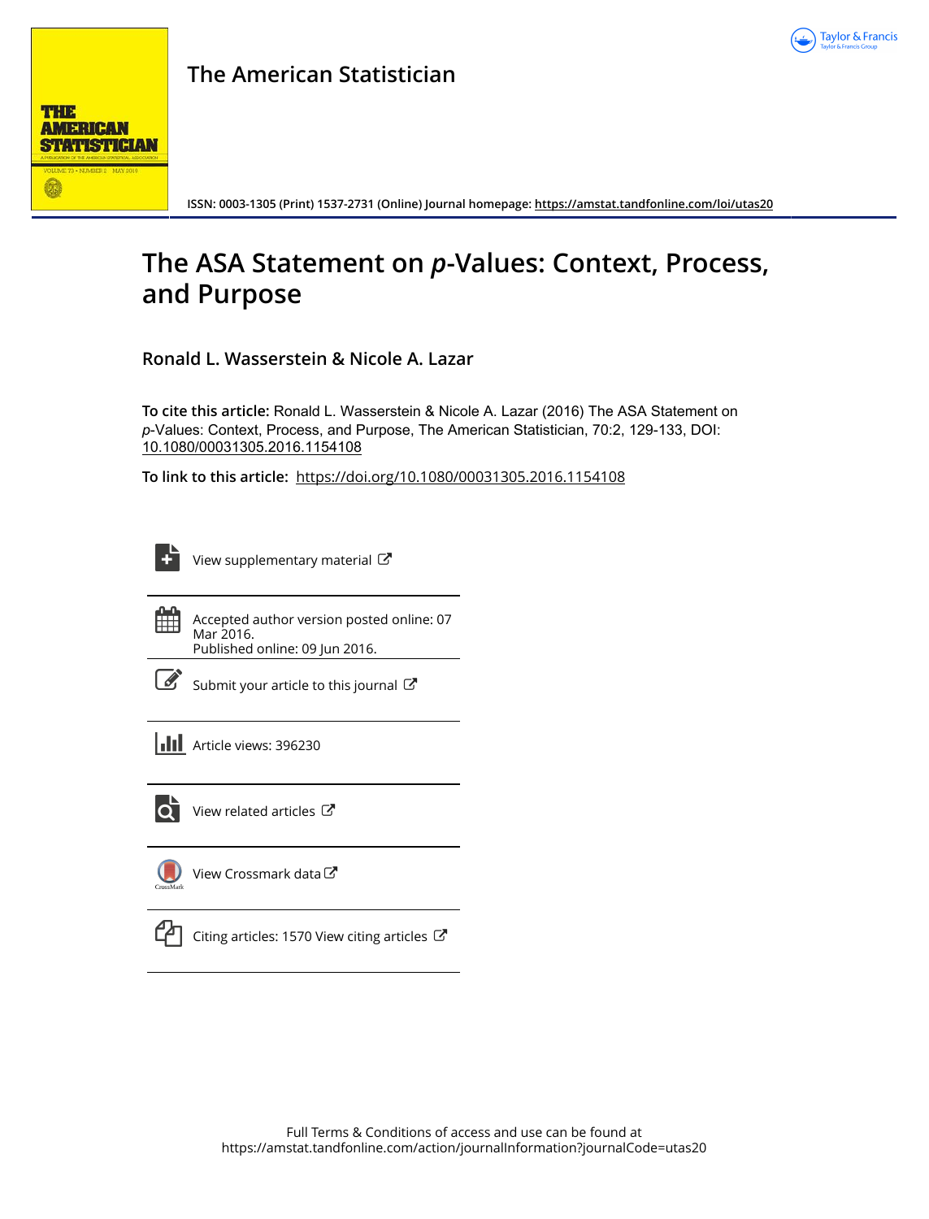# The American Statistician

ISSN: 0003-1305 (Print) 1537-2731 (Online) Journal homepage: https://amstat.tandfonline.com/loi/utas20

# The ASA Statement on *p*-Values: Context, Process, and Purpose

**Ronald L. Wasserstein & Nicole A. Lazar**

**To cite this article:** Ronald L. Wasserstein & Nicole A. Lazar (2016) The ASA Statement on *p*-Values: Context, Process, and Purpose, The American Statistician, 70:2, 129-133, DOI: 10.1080/00031305.2016.1154108

**To link to this article:** https://doi.org/10.1080/00031305.2016.1154108

View supplementary material

Accepted author version posted online: 07 Mar 2016.
Published online: 09 Jun 2016.

Submit your article to this journal

Article views: 396230

View related articles

View Crossmark data

Citing articles: 1570 View citing articles

Full Terms & Conditions of access and use can be found at
https://amstat.tandfonline.com/action/journalInformation?journalCode=utas20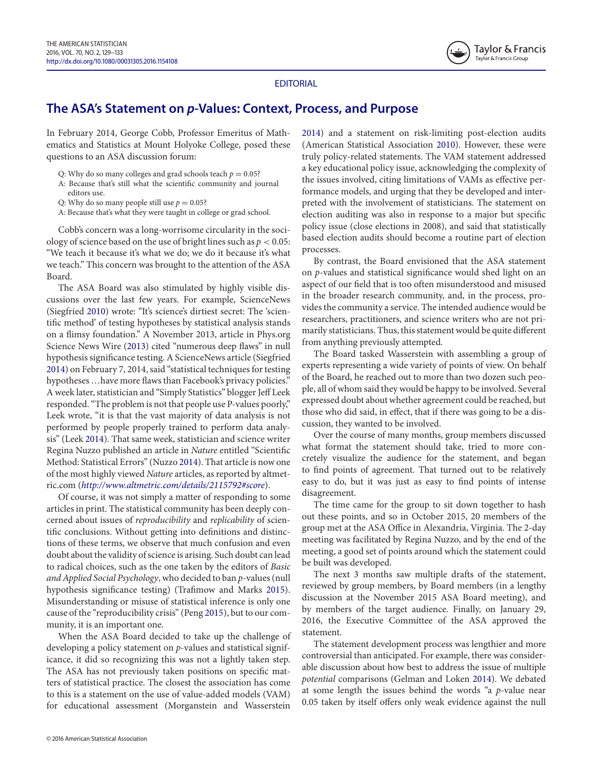EDITORIAL

# The ASA's Statement on *p*-Values: Context, Process, and Purpose

In February 2014, George Cobb, Professor Emeritus of Mathematics and Statistics at Mount Holyoke College, posed these questions to an ASA discussion forum:

> Q: Why do so many colleges and grad schools teach $p = 0.05$?
> A: Because that's still what the scientific community and journal editors use.
> Q: Why do so many people still use $p = 0.05$?
> A: Because that's what they were taught in college or grad school.

Cobb's concern was a long-worrisome circularity in the sociology of science based on the use of bright lines such as $p < 0.05$: "We teach it because it's what we do; we do it because it's what we teach." This concern was brought to the attention of the ASA Board.

The ASA Board was also stimulated by highly visible discussions over the last few years. For example, ScienceNews (Siegfried 2010) wrote: "It's science's dirtiest secret: The 'scientific method' of testing hypotheses by statistical analysis stands on a flimsy foundation." A November 2013, article in Phys.org Science News Wire (2013) cited "numerous deep flaws" in null hypothesis significance testing. A ScienceNews article (Siegfried 2014) on February 7, 2014, said "statistical techniques for testing hypotheses …have more flaws than Facebook's privacy policies." A week later, statistician and "Simply Statistics" blogger Jeff Leek responded. "The problem is not that people use P-values poorly," Leek wrote, "it is that the vast majority of data analysis is not performed by people properly trained to perform data analysis" (Leek 2014). That same week, statistician and science writer Regina Nuzzo published an article in *Nature* entitled "Scientific Method: Statistical Errors" (Nuzzo 2014). That article is now one of the most highly viewed *Nature* articles, as reported by altmetric.com (*http://www.altmetric.com/details/2115792#score*).

Of course, it was not simply a matter of responding to some articles in print. The statistical community has been deeply concerned about issues of *reproducibility* and *replicability* of scientific conclusions. Without getting into definitions and distinctions of these terms, we observe that much confusion and even doubt about the validity of science is arising. Such doubt can lead to radical choices, such as the one taken by the editors of *Basic and Applied Social Psychology*, who decided to ban *p*-values (null hypothesis significance testing) (Trafimow and Marks 2015). Misunderstanding or misuse of statistical inference is only one cause of the "reproducibility crisis" (Peng 2015), but to our community, it is an important one.

When the ASA Board decided to take up the challenge of developing a policy statement on *p*-values and statistical significance, it did so recognizing this was not a lightly taken step. The ASA has not previously taken positions on specific matters of statistical practice. The closest the association has come to this is a statement on the use of value-added models (VAM) for educational assessment (Morganstein and Wasserstein 2014) and a statement on risk-limiting post-election audits (American Statistical Association 2010). However, these were truly policy-related statements. The VAM statement addressed a key educational policy issue, acknowledging the complexity of the issues involved, citing limitations of VAMs as effective performance models, and urging that they be developed and interpreted with the involvement of statisticians. The statement on election auditing was also in response to a major but specific policy issue (close elections in 2008), and said that statistically based election audits should become a routine part of election processes.

By contrast, the Board envisioned that the ASA statement on *p*-values and statistical significance would shed light on an aspect of our field that is too often misunderstood and misused in the broader research community, and, in the process, provides the community a service. The intended audience would be researchers, practitioners, and science writers who are not primarily statisticians. Thus, this statement would be quite different from anything previously attempted.

The Board tasked Wasserstein with assembling a group of experts representing a wide variety of points of view. On behalf of the Board, he reached out to more than two dozen such people, all of whom said they would be happy to be involved. Several expressed doubt about whether agreement could be reached, but those who did said, in effect, that if there was going to be a discussion, they wanted to be involved.

Over the course of many months, group members discussed what format the statement should take, tried to more concretely visualize the audience for the statement, and began to find points of agreement. That turned out to be relatively easy to do, but it was just as easy to find points of intense disagreement.

The time came for the group to sit down together to hash out these points, and so in October 2015, 20 members of the group met at the ASA Office in Alexandria, Virginia. The 2-day meeting was facilitated by Regina Nuzzo, and by the end of the meeting, a good set of points around which the statement could be built was developed.

The next 3 months saw multiple drafts of the statement, reviewed by group members, by Board members (in a lengthy discussion at the November 2015 ASA Board meeting), and by members of the target audience. Finally, on January 29, 2016, the Executive Committee of the ASA approved the statement.

The statement development process was lengthier and more controversial than anticipated. For example, there was considerable discussion about how best to address the issue of multiple *potential* comparisons (Gelman and Loken 2014). We debated at some length the issues behind the words "a *p*-value near 0.05 taken by itself offers only weak evidence against the null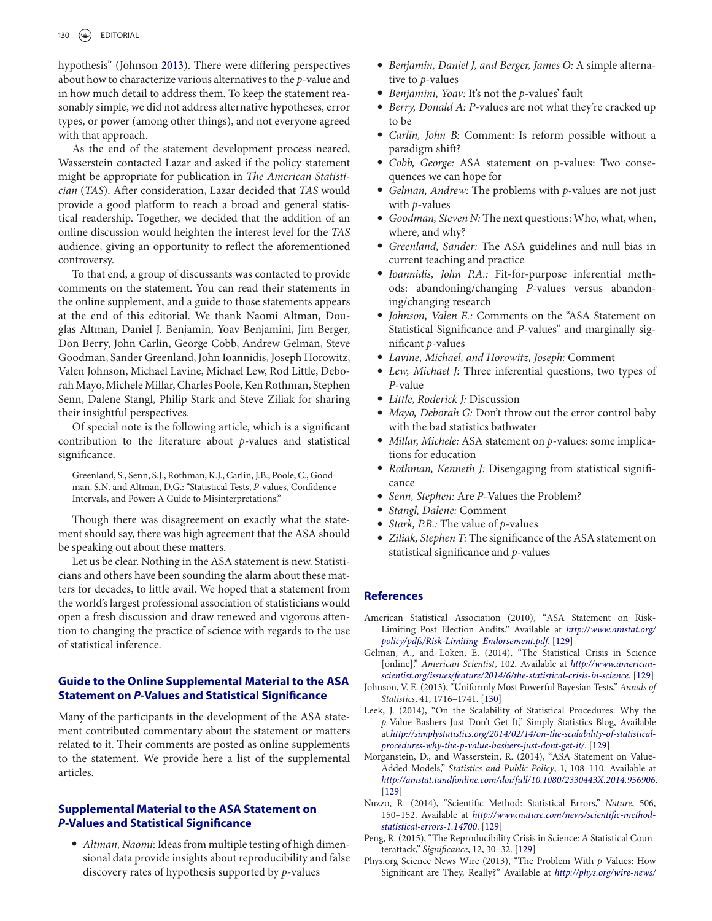hypothesis" (Johnson 2013). There were differing perspectives about how to characterize various alternatives to the $p$-value and in how much detail to address them. To keep the statement reasonably simple, we did not address alternative hypotheses, error types, or power (among other things), and not everyone agreed with that approach.

As the end of the statement development process neared, Wasserstein contacted Lazar and asked if the policy statement might be appropriate for publication in *The American Statistician* (*TAS*). After consideration, Lazar decided that *TAS* would provide a good platform to reach a broad and general statistical readership. Together, we decided that the addition of an online discussion would heighten the interest level for the *TAS* audience, giving an opportunity to reflect the aforementioned controversy.

To that end, a group of discussants was contacted to provide comments on the statement. You can read their statements in the online supplement, and a guide to those statements appears at the end of this editorial. We thank Naomi Altman, Douglas Altman, Daniel J. Benjamin, Yoav Benjamini, Jim Berger, Don Berry, John Carlin, George Cobb, Andrew Gelman, Steve Goodman, Sander Greenland, John Ioannidis, Joseph Horowitz, Valen Johnson, Michael Lavine, Michael Lew, Rod Little, Deborah Mayo, Michele Millar, Charles Poole, Ken Rothman, Stephen Senn, Dalene Stangl, Philip Stark and Steve Ziliak for sharing their insightful perspectives.

Of special note is the following article, which is a significant contribution to the literature about $p$-values and statistical significance.

> Greenland, S., Senn, S.J., Rothman, K.J., Carlin, J.B., Poole, C., Goodman, S.N. and Altman, D.G.: "Statistical Tests, *P*-values, Confidence Intervals, and Power: A Guide to Misinterpretations."

Though there was disagreement on exactly what the statement should say, there was high agreement that the ASA should be speaking out about these matters.

Let us be clear. Nothing in the ASA statement is new. Statisticians and others have been sounding the alarm about these matters for decades, to little avail. We hoped that a statement from the world's largest professional association of statisticians would open a fresh discussion and draw renewed and vigorous attention to changing the practice of science with regards to the use of statistical inference.

## Guide to the Online Supplemental Material to the ASA Statement on *P*-Values and Statistical Significance

Many of the participants in the development of the ASA statement contributed commentary about the statement or matters related to it. Their comments are posted as online supplements to the statement. We provide here a list of the supplemental articles.

## Supplemental Material to the ASA Statement on *P*-Values and Statistical Significance

- *Altman, Naomi*: Ideas from multiple testing of high dimensional data provide insights about reproducibility and false discovery rates of hypothesis supported by $p$-values
- *Benjamin, Daniel J, and Berger, James O:* A simple alternative to $p$-values
- *Benjamini, Yoav:* It's not the $p$-values' fault
- *Berry, Donald A: P*-values are not what they're cracked up to be
- *Carlin, John B:* Comment: Is reform possible without a paradigm shift?
- *Cobb, George:* ASA statement on p-values: Two consequences we can hope for
- *Gelman, Andrew:* The problems with $p$-values are not just with $p$-values
- *Goodman, Steven N:* The next questions: Who, what, when, where, and why?
- *Greenland, Sander:* The ASA guidelines and null bias in current teaching and practice
- *Ioannidis, John P.A.:* Fit-for-purpose inferential methods: abandoning/changing *P*-values versus abandoning/changing research
- *Johnson, Valen E.:* Comments on the "ASA Statement on Statistical Significance and *P*-values" and marginally significant $p$-values
- *Lavine, Michael, and Horowitz, Joseph:* Comment
- *Lew, Michael J:* Three inferential questions, two types of *P*-value
- *Little, Roderick J:* Discussion
- *Mayo, Deborah G:* Don't throw out the error control baby with the bad statistics bathwater
- *Millar, Michele:* ASA statement on $p$-values: some implications for education
- *Rothman, Kenneth J:* Disengaging from statistical significance
- *Senn, Stephen:* Are *P*-Values the Problem?
- *Stangl, Dalene:* Comment
- *Stark, P.B.:* The value of $p$-values
- *Ziliak, Stephen T:* The significance of the ASA statement on statistical significance and $p$-values

## References

American Statistical Association (2010), "ASA Statement on Risk-Limiting Post Election Audits." Available at *http://www.amstat.org/policy/pdfs/Risk-Limiting_Endorsement.pdf*. [129]

Gelman, A., and Loken, E. (2014), "The Statistical Crisis in Science [online]," *American Scientist*, 102. Available at *http://www.americanscientist.org/issues/feature/2014/6/the-statistical-crisis-in-science*. [129]

Johnson, V. E. (2013), "Uniformly Most Powerful Bayesian Tests," *Annals of Statistics*, 41, 1716–1741. [130]

Leek, J. (2014), "On the Scalability of Statistical Procedures: Why the *p*-Value Bashers Just Don't Get It," Simply Statistics Blog, Available at *http://simplystatistics.org/2014/02/14/on-the-scalability-of-statistical-procedures-why-the-p-value-bashers-just-dont-get-it/*. [129]

Morganstein, D., and Wasserstein, R. (2014), "ASA Statement on Value-Added Models," *Statistics and Public Policy*, 1, 108–110. Available at *http://amstat.tandfonline.com/doi/full/10.1080/2330443X.2014.956906*. [129]

Nuzzo, R. (2014), "Scientific Method: Statistical Errors," *Nature*, 506, 150–152. Available at *http://www.nature.com/news/scientific-method-statistical-errors-1.14700*. [129]

Peng, R. (2015), "The Reproducibility Crisis in Science: A Statistical Counterattack," *Significance*, 12, 30–32. [129]

Phys.org Science News Wire (2013), "The Problem With *p* Values: How Significant are They, Really?" Available at *http://phys.org/wire-news/*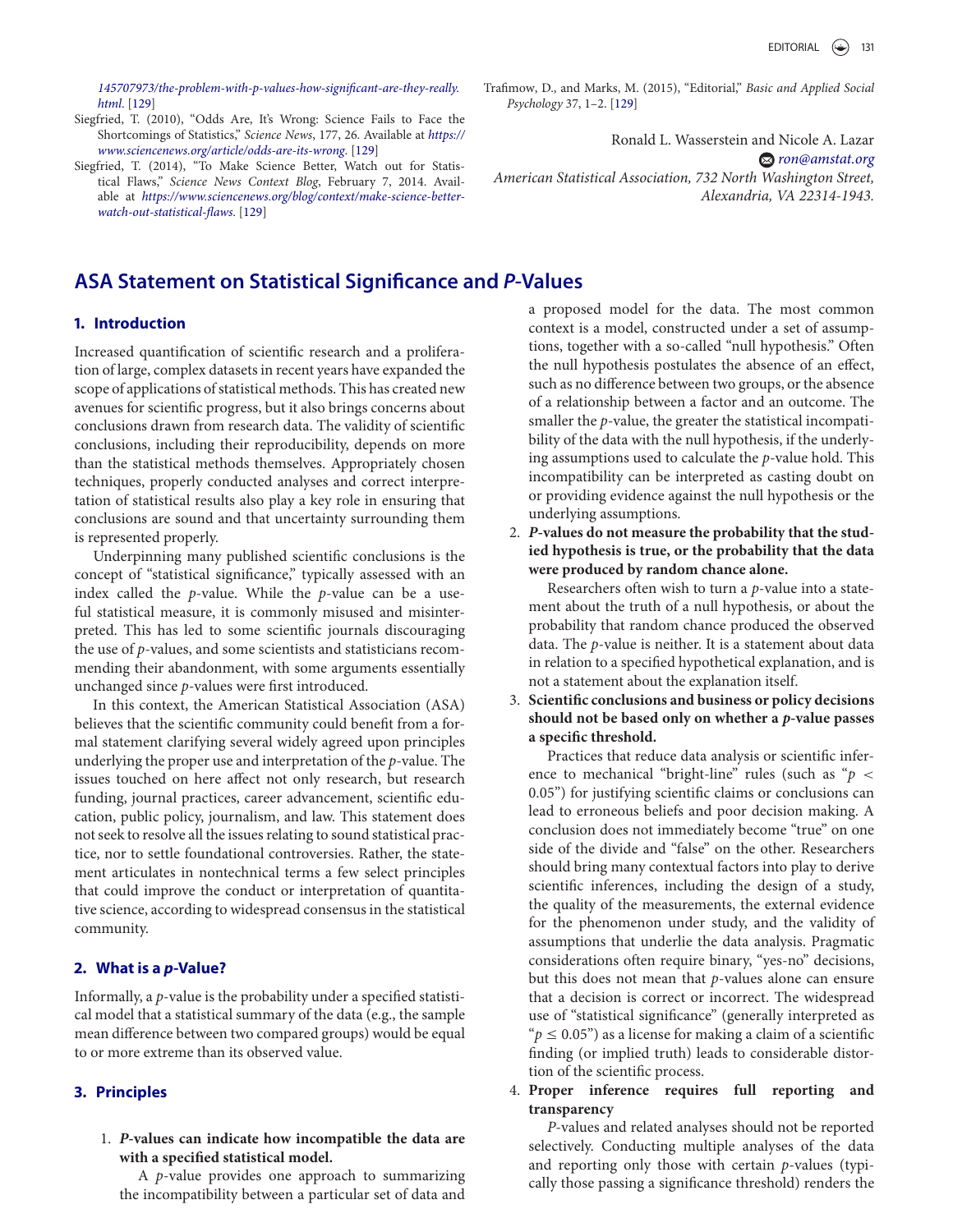145707973/the-problem-with-p-values-how-significant-are-they-really.html. [129]

Siegfried, T. (2010), "Odds Are, It's Wrong: Science Fails to Face the Shortcomings of Statistics," *Science News*, 177, 26. Available at *https://www.sciencenews.org/article/odds-are-its-wrong*. [129]

Siegfried, T. (2014), "To Make Science Better, Watch out for Statistical Flaws," *Science News Context Blog*, February 7, 2014. Available at *https://www.sciencenews.org/blog/context/make-science-better-watch-out-statistical-flaws*. [129]

Trafimow, D., and Marks, M. (2015), "Editorial," *Basic and Applied Social Psychology* 37, 1–2. [129]

Ronald L. Wasserstein and Nicole A. Lazar
*ron@amstat.org*
*American Statistical Association, 732 North Washington Street, Alexandria, VA 22314-1943.*

# ASA Statement on Statistical Significance and *P*-Values

## 1. Introduction

Increased quantification of scientific research and a proliferation of large, complex datasets in recent years have expanded the scope of applications of statistical methods. This has created new avenues for scientific progress, but it also brings concerns about conclusions drawn from research data. The validity of scientific conclusions, including their reproducibility, depends on more than the statistical methods themselves. Appropriately chosen techniques, properly conducted analyses and correct interpretation of statistical results also play a key role in ensuring that conclusions are sound and that uncertainty surrounding them is represented properly.

Underpinning many published scientific conclusions is the concept of "statistical significance," typically assessed with an index called the *p*-value. While the *p*-value can be a useful statistical measure, it is commonly misused and misinterpreted. This has led to some scientific journals discouraging the use of *p*-values, and some scientists and statisticians recommending their abandonment, with some arguments essentially unchanged since *p*-values were first introduced.

In this context, the American Statistical Association (ASA) believes that the scientific community could benefit from a formal statement clarifying several widely agreed upon principles underlying the proper use and interpretation of the *p*-value. The issues touched on here affect not only research, but research funding, journal practices, career advancement, scientific education, public policy, journalism, and law. This statement does not seek to resolve all the issues relating to sound statistical practice, nor to settle foundational controversies. Rather, the statement articulates in nontechnical terms a few select principles that could improve the conduct or interpretation of quantitative science, according to widespread consensus in the statistical community.

## 2. What is a *p*-Value?

Informally, a *p*-value is the probability under a specified statistical model that a statistical summary of the data (e.g., the sample mean difference between two compared groups) would be equal to or more extreme than its observed value.

## 3. Principles

1. ***P*-values can indicate how incompatible the data are with a specified statistical model.**

   A *p*-value provides one approach to summarizing the incompatibility between a particular set of data and a proposed model for the data. The most common context is a model, constructed under a set of assumptions, together with a so-called "null hypothesis." Often the null hypothesis postulates the absence of an effect, such as no difference between two groups, or the absence of a relationship between a factor and an outcome. The smaller the *p*-value, the greater the statistical incompatibility of the data with the null hypothesis, if the underlying assumptions used to calculate the *p*-value hold. This incompatibility can be interpreted as casting doubt on or providing evidence against the null hypothesis or the underlying assumptions.

2. ***P*-values do not measure the probability that the studied hypothesis is true, or the probability that the data were produced by random chance alone.**

   Researchers often wish to turn a *p*-value into a statement about the truth of a null hypothesis, or about the probability that random chance produced the observed data. The *p*-value is neither. It is a statement about data in relation to a specified hypothetical explanation, and is not a statement about the explanation itself.

3. **Scientific conclusions and business or policy decisions should not be based only on whether a *p*-value passes a specific threshold.**

   Practices that reduce data analysis or scientific inference to mechanical "bright-line" rules (such as "$p < 0.05$") for justifying scientific claims or conclusions can lead to erroneous beliefs and poor decision making. A conclusion does not immediately become "true" on one side of the divide and "false" on the other. Researchers should bring many contextual factors into play to derive scientific inferences, including the design of a study, the quality of the measurements, the external evidence for the phenomenon under study, and the validity of assumptions that underlie the data analysis. Pragmatic considerations often require binary, "yes-no" decisions, but this does not mean that *p*-values alone can ensure that a decision is correct or incorrect. The widespread use of "statistical significance" (generally interpreted as "$p \le 0.05$") as a license for making a claim of a scientific finding (or implied truth) leads to considerable distortion of the scientific process.

4. **Proper inference requires full reporting and transparency**

   *P*-values and related analyses should not be reported selectively. Conducting multiple analyses of the data and reporting only those with certain *p*-values (typically those passing a significance threshold) renders the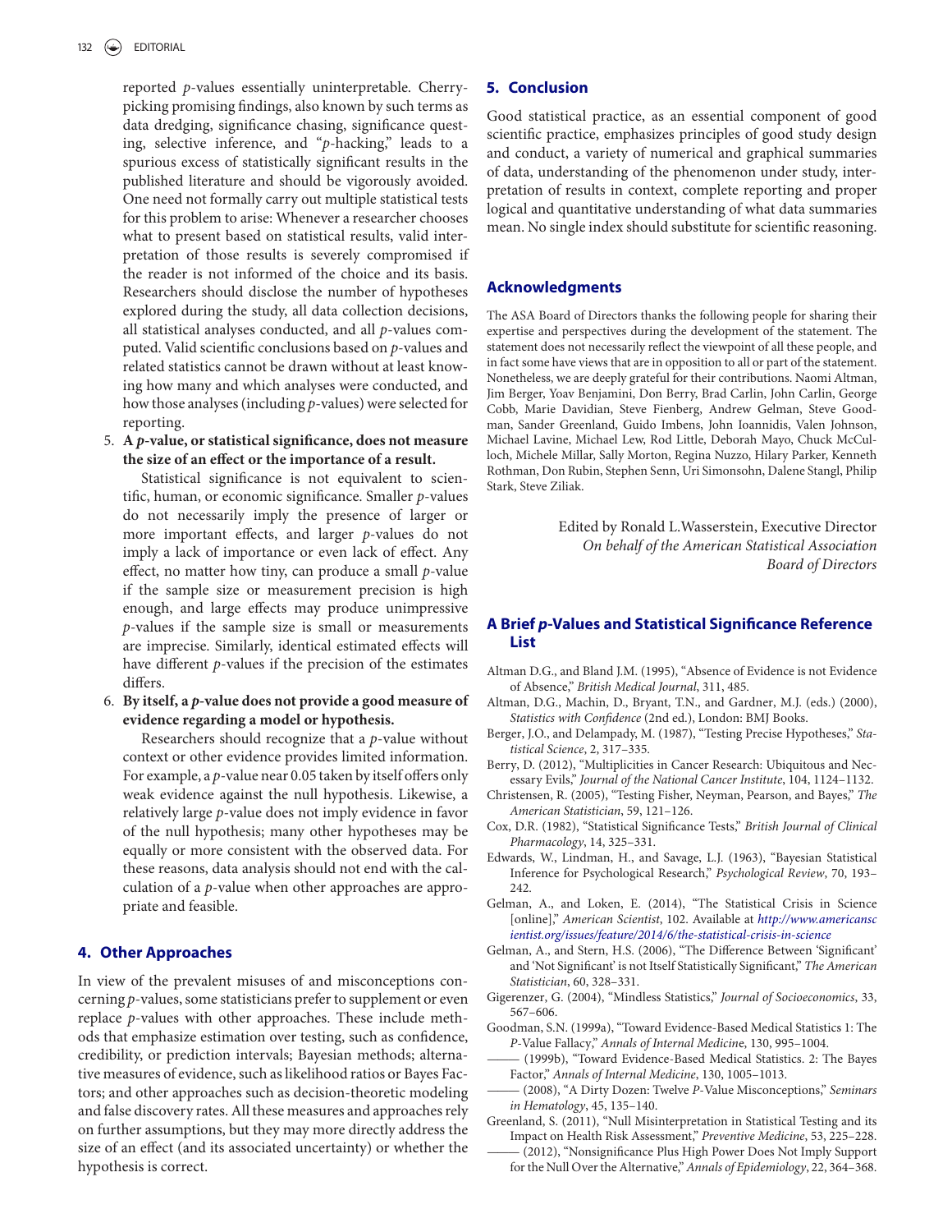reported *p*-values essentially uninterpretable. Cherry-picking promising findings, also known by such terms as data dredging, significance chasing, significance questing, selective inference, and "*p*-hacking," leads to a spurious excess of statistically significant results in the published literature and should be vigorously avoided. One need not formally carry out multiple statistical tests for this problem to arise: Whenever a researcher chooses what to present based on statistical results, valid interpretation of those results is severely compromised if the reader is not informed of the choice and its basis. Researchers should disclose the number of hypotheses explored during the study, all data collection decisions, all statistical analyses conducted, and all *p*-values computed. Valid scientific conclusions based on *p*-values and related statistics cannot be drawn without at least knowing how many and which analyses were conducted, and how those analyses (including *p*-values) were selected for reporting.

5. **A *p*-value, or statistical significance, does not measure the size of an effect or the importance of a result.**

   Statistical significance is not equivalent to scientific, human, or economic significance. Smaller *p*-values do not necessarily imply the presence of larger or more important effects, and larger *p*-values do not imply a lack of importance or even lack of effect. Any effect, no matter how tiny, can produce a small *p*-value if the sample size or measurement precision is high enough, and large effects may produce unimpressive *p*-values if the sample size is small or measurements are imprecise. Similarly, identical estimated effects will have different *p*-values if the precision of the estimates differs.

6. **By itself, a *p*-value does not provide a good measure of evidence regarding a model or hypothesis.**

   Researchers should recognize that a *p*-value without context or other evidence provides limited information. For example, a *p*-value near 0.05 taken by itself offers only weak evidence against the null hypothesis. Likewise, a relatively large *p*-value does not imply evidence in favor of the null hypothesis; many other hypotheses may be equally or more consistent with the observed data. For these reasons, data analysis should not end with the calculation of a *p*-value when other approaches are appropriate and feasible.

## 4. Other Approaches

In view of the prevalent misuses of and misconceptions concerning *p*-values, some statisticians prefer to supplement or even replace *p*-values with other approaches. These include methods that emphasize estimation over testing, such as confidence, credibility, or prediction intervals; Bayesian methods; alternative measures of evidence, such as likelihood ratios or Bayes Factors; and other approaches such as decision-theoretic modeling and false discovery rates. All these measures and approaches rely on further assumptions, but they may more directly address the size of an effect (and its associated uncertainty) or whether the hypothesis is correct.

## 5. Conclusion

Good statistical practice, as an essential component of good scientific practice, emphasizes principles of good study design and conduct, a variety of numerical and graphical summaries of data, understanding of the phenomenon under study, interpretation of results in context, complete reporting and proper logical and quantitative understanding of what data summaries mean. No single index should substitute for scientific reasoning.

## Acknowledgments

The ASA Board of Directors thanks the following people for sharing their expertise and perspectives during the development of the statement. The statement does not necessarily reflect the viewpoint of all these people, and in fact some have views that are in opposition to all or part of the statement. Nonetheless, we are deeply grateful for their contributions. Naomi Altman, Jim Berger, Yoav Benjamini, Don Berry, Brad Carlin, John Carlin, George Cobb, Marie Davidian, Steve Fienberg, Andrew Gelman, Steve Goodman, Sander Greenland, Guido Imbens, John Ioannidis, Valen Johnson, Michael Lavine, Michael Lew, Rod Little, Deborah Mayo, Chuck McCulloch, Michele Millar, Sally Morton, Regina Nuzzo, Hilary Parker, Kenneth Rothman, Don Rubin, Stephen Senn, Uri Simonsohn, Dalene Stangl, Philip Stark, Steve Ziliak.

Edited by Ronald L.Wasserstein, Executive Director
*On behalf of the American Statistical Association Board of Directors*

## A Brief *p*-Values and Statistical Significance Reference List

Altman D.G., and Bland J.M. (1995), "Absence of Evidence is not Evidence of Absence," *British Medical Journal*, 311, 485.

Altman, D.G., Machin, D., Bryant, T.N., and Gardner, M.J. (eds.) (2000), *Statistics with Confidence* (2nd ed.), London: BMJ Books.

Berger, J.O., and Delampady, M. (1987), "Testing Precise Hypotheses," *Statistical Science*, 2, 317–335.

Berry, D. (2012), "Multiplicities in Cancer Research: Ubiquitous and Necessary Evils," *Journal of the National Cancer Institute*, 104, 1124–1132.

Christensen, R. (2005), "Testing Fisher, Neyman, Pearson, and Bayes," *The American Statistician*, 59, 121–126.

Cox, D.R. (1982), "Statistical Significance Tests," *British Journal of Clinical Pharmacology*, 14, 325–331.

Edwards, W., Lindman, H., and Savage, L.J. (1963), "Bayesian Statistical Inference for Psychological Research," *Psychological Review*, 70, 193–242.

Gelman, A., and Loken, E. (2014), "The Statistical Crisis in Science [online]," *American Scientist*, 102. Available at *http://www.americanscientist.org/issues/feature/2014/6/the-statistical-crisis-in-science*

Gelman, A., and Stern, H.S. (2006), "The Difference Between 'Significant' and 'Not Significant' is not Itself Statistically Significant," *The American Statistician*, 60, 328–331.

Gigerenzer, G. (2004), "Mindless Statistics," *Journal of Socioeconomics*, 33, 567–606.

Goodman, S.N. (1999a), "Toward Evidence-Based Medical Statistics 1: The *P*-Value Fallacy," *Annals of Internal Medicine*, 130, 995–1004.

——— (1999b), "Toward Evidence-Based Medical Statistics. 2: The Bayes Factor," *Annals of Internal Medicine*, 130, 1005–1013.

——— (2008), "A Dirty Dozen: Twelve *P*-Value Misconceptions," *Seminars in Hematology*, 45, 135–140.

Greenland, S. (2011), "Null Misinterpretation in Statistical Testing and its Impact on Health Risk Assessment," *Preventive Medicine*, 53, 225–228.

——— (2012), "Nonsignificance Plus High Power Does Not Imply Support for the Null Over the Alternative," *Annals of Epidemiology*, 22, 364–368.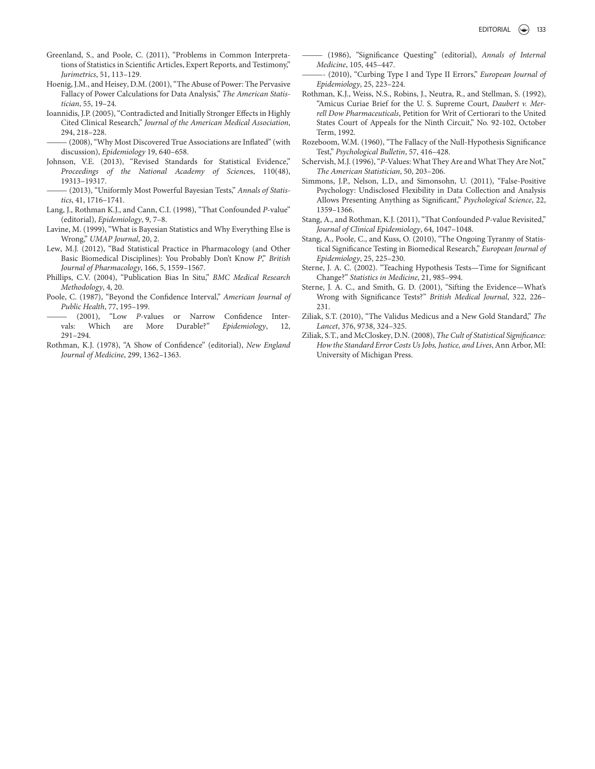Greenland, S., and Poole, C. (2011), "Problems in Common Interpretations of Statistics in Scientific Articles, Expert Reports, and Testimony," *Jurimetrics*, 51, 113–129.

Hoenig, J.M., and Heisey, D.M. (2001), "The Abuse of Power: The Pervasive Fallacy of Power Calculations for Data Analysis," *The American Statistician*, 55, 19–24.

Ioannidis, J.P. (2005), "Contradicted and Initially Stronger Effects in Highly Cited Clinical Research," *Journal of the American Medical Association*, 294, 218–228.

——— (2008), "Why Most Discovered True Associations are Inflated" (with discussion), *Epidemiology* 19, 640–658.

Johnson, V.E. (2013), "Revised Standards for Statistical Evidence," *Proceedings of the National Academy of Sciences*, 110(48), 19313–19317.

——— (2013), "Uniformly Most Powerful Bayesian Tests," *Annals of Statistics*, 41, 1716–1741.

Lang, J., Rothman K.J., and Cann, C.I. (1998), "That Confounded *P*-value" (editorial), *Epidemiology*, 9, 7–8.

Lavine, M. (1999), "What is Bayesian Statistics and Why Everything Else is Wrong," *UMAP Journal*, 20, 2.

Lew, M.J. (2012), "Bad Statistical Practice in Pharmacology (and Other Basic Biomedical Disciplines): You Probably Don't Know *P*," *British Journal of Pharmacology*, 166, 5, 1559–1567.

Phillips, C.V. (2004), "Publication Bias In Situ," *BMC Medical Research Methodology*, 4, 20.

Poole, C. (1987), "Beyond the Confidence Interval," *American Journal of Public Health*, 77, 195–199.

——— (2001), "Low *P*-values or Narrow Confidence Intervals: Which are More Durable?" *Epidemiology*, 12, 291–294.

Rothman, K.J. (1978), "A Show of Confidence" (editorial), *New England Journal of Medicine*, 299, 1362–1363.

——— (1986), "Significance Questing" (editorial), *Annals of Internal Medicine*, 105, 445–447.

———- (2010), "Curbing Type I and Type II Errors," *European Journal of Epidemiology*, 25, 223–224.

Rothman, K.J., Weiss, N.S., Robins, J., Neutra, R., and Stellman, S. (1992), "Amicus Curiae Brief for the U. S. Supreme Court, *Daubert v. Merrell Dow Pharmaceuticals*, Petition for Writ of Certiorari to the United States Court of Appeals for the Ninth Circuit," No. 92-102, October Term, 1992.

Rozeboom, W.M. (1960), "The Fallacy of the Null-Hypothesis Significance Test," *Psychological Bulletin*, 57, 416–428.

Schervish, M.J. (1996), "*P*-Values: What They Are and What They Are Not," *The American Statistician*, 50, 203–206.

Simmons, J.P., Nelson, L.D., and Simonsohn, U. (2011), "False-Positive Psychology: Undisclosed Flexibility in Data Collection and Analysis Allows Presenting Anything as Significant," *Psychological Science*, 22, 1359–1366.

Stang, A., and Rothman, K.J. (2011), "That Confounded *P*-value Revisited," *Journal of Clinical Epidemiology*, 64, 1047–1048.

Stang, A., Poole, C., and Kuss, O. (2010), "The Ongoing Tyranny of Statistical Significance Testing in Biomedical Research," *European Journal of Epidemiology*, 25, 225–230.

Sterne, J. A. C. (2002). "Teaching Hypothesis Tests—Time for Significant Change?" *Statistics in Medicine*, 21, 985–994.

Sterne, J. A. C., and Smith, G. D. (2001), "Sifting the Evidence—What's Wrong with Significance Tests?" *British Medical Journal*, 322, 226–231.

Ziliak, S.T. (2010), "The Validus Medicus and a New Gold Standard," *The Lancet*, 376, 9738, 324–325.

Ziliak, S.T., and McCloskey, D.N. (2008), *The Cult of Statistical Significance: How the Standard Error Costs Us Jobs, Justice, and Lives*, Ann Arbor, MI: University of Michigan Press.